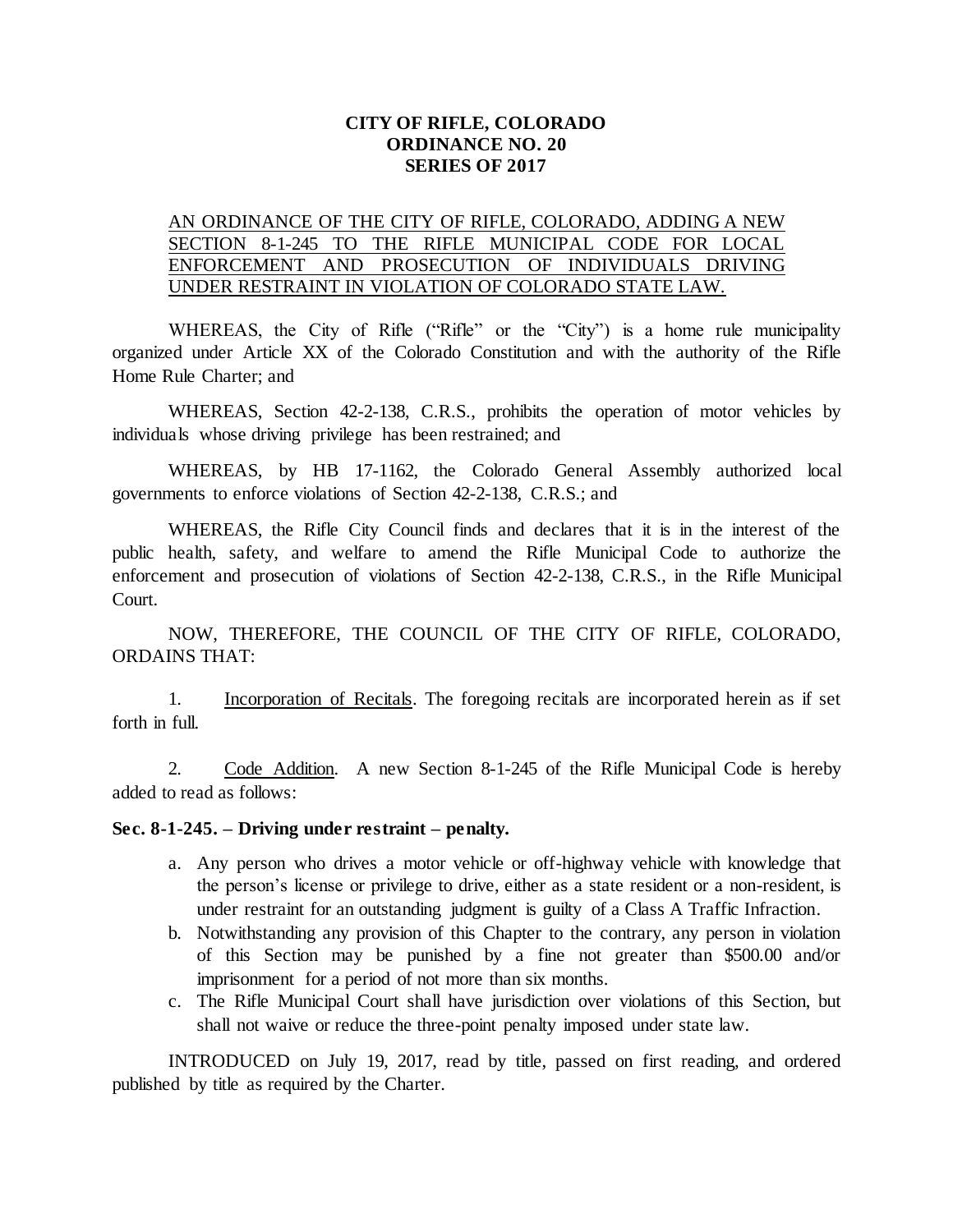# CITY OF RIFLE, COLORADO
# ORDINANCE NO. 20
# SERIES OF 2017

AN ORDINANCE OF THE CITY OF RIFLE, COLORADO, ADDING A NEW SECTION 8-1-245 TO THE RIFLE MUNICIPAL CODE FOR LOCAL ENFORCEMENT AND PROSECUTION OF INDIVIDUALS DRIVING UNDER RESTRAINT IN VIOLATION OF COLORADO STATE LAW.

WHEREAS, the City of Rifle ("Rifle" or the "City") is a home rule municipality organized under Article XX of the Colorado Constitution and with the authority of the Rifle Home Rule Charter; and

WHEREAS, Section 42-2-138, C.R.S., prohibits the operation of motor vehicles by individuals whose driving privilege has been restrained; and

WHEREAS, by HB 17-1162, the Colorado General Assembly authorized local governments to enforce violations of Section 42-2-138, C.R.S.; and

WHEREAS, the Rifle City Council finds and declares that it is in the interest of the public health, safety, and welfare to amend the Rifle Municipal Code to authorize the enforcement and prosecution of violations of Section 42-2-138, C.R.S., in the Rifle Municipal Court.

NOW, THEREFORE, THE COUNCIL OF THE CITY OF RIFLE, COLORADO, ORDAINS THAT:

1. Incorporation of Recitals. The foregoing recitals are incorporated herein as if set forth in full.

2. Code Addition. A new Section 8-1-245 of the Rifle Municipal Code is hereby added to read as follows:

**Sec. 8-1-245. – Driving under restraint – penalty.**

a. Any person who drives a motor vehicle or off-highway vehicle with knowledge that the person's license or privilege to drive, either as a state resident or a non-resident, is under restraint for an outstanding judgment is guilty of a Class A Traffic Infraction.

b. Notwithstanding any provision of this Chapter to the contrary, any person in violation of this Section may be punished by a fine not greater than $500.00 and/or imprisonment for a period of not more than six months.

c. The Rifle Municipal Court shall have jurisdiction over violations of this Section, but shall not waive or reduce the three-point penalty imposed under state law.

INTRODUCED on July 19, 2017, read by title, passed on first reading, and ordered published by title as required by the Charter.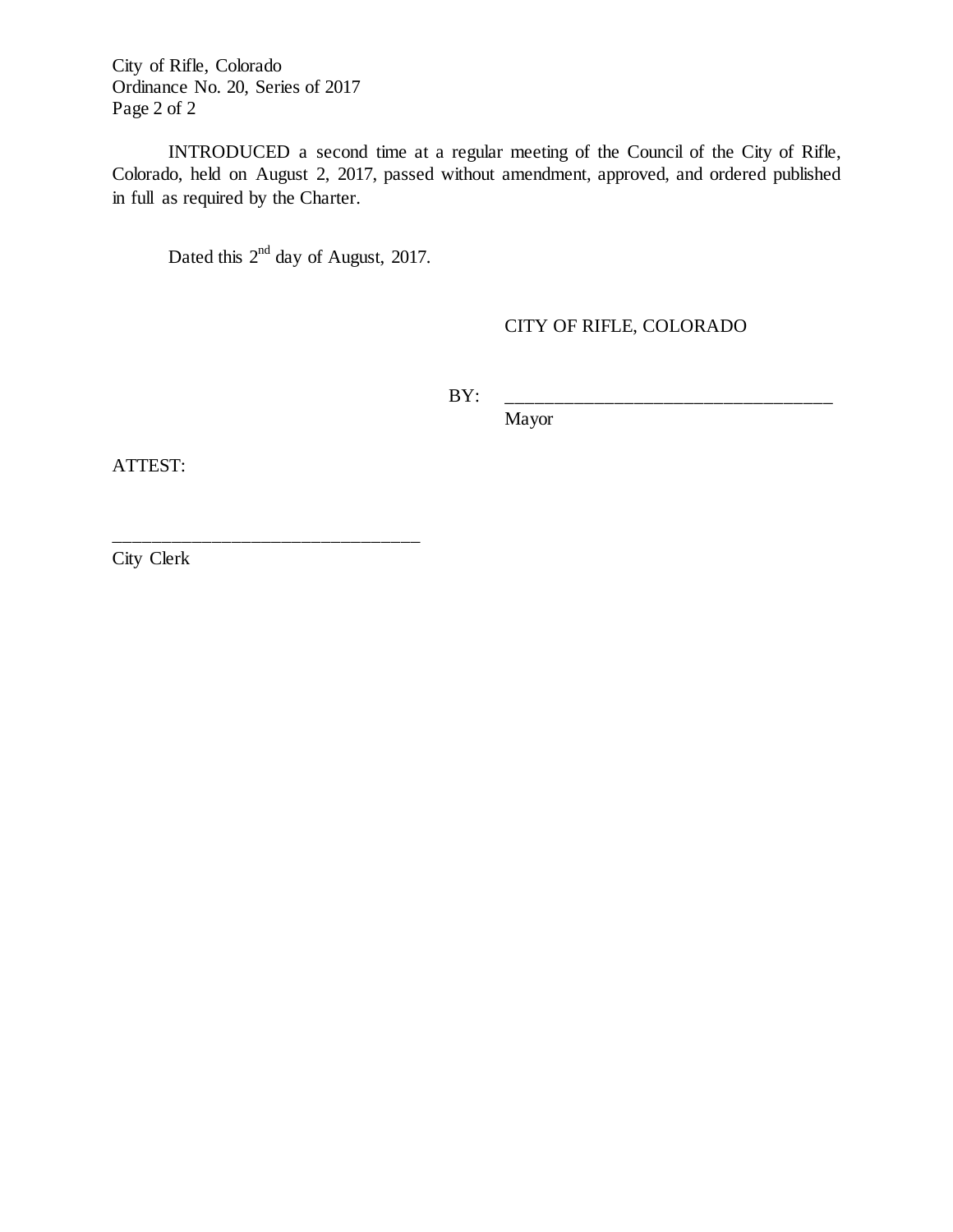INTRODUCED a second time at a regular meeting of the Council of the City of Rifle, Colorado, held on August 2, 2017, passed without amendment, approved, and ordered published in full as required by the Charter.

Dated this 2nd day of August, 2017.

CITY OF RIFLE, COLORADO

BY: ___________________________________
Mayor

ATTEST:

_________________________________
City Clerk